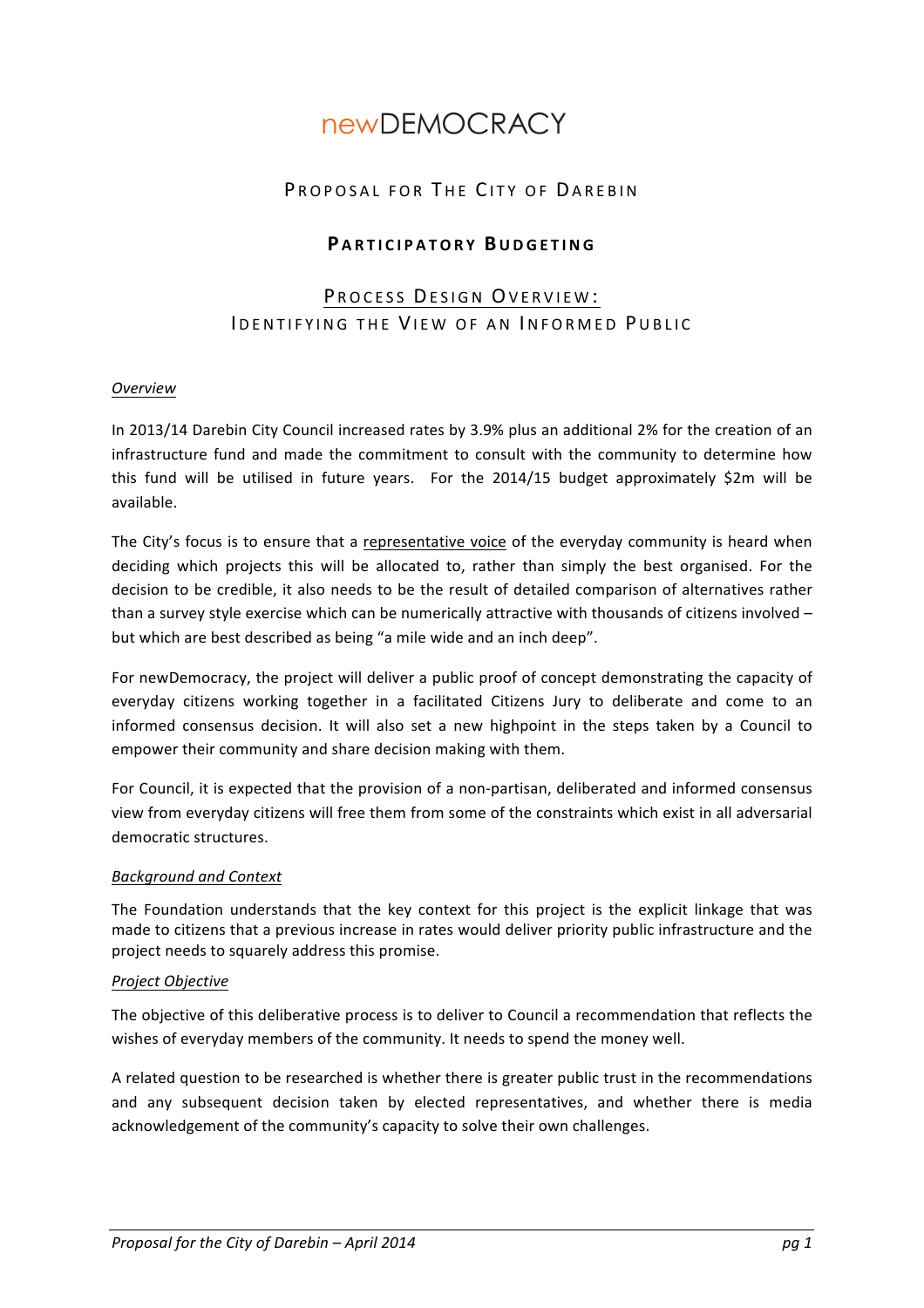# newDEMOCRACY

## Proposal for The City of Darebin

## Participatory Budgeting

### Process Design Overview: Identifying the View of an Informed Public

*Overview*

In 2013/14 Darebin City Council increased rates by 3.9% plus an additional 2% for the creation of an infrastructure fund and made the commitment to consult with the community to determine how this fund will be utilised in future years. For the 2014/15 budget approximately $2m will be available.

The City's focus is to ensure that a representative voice of the everyday community is heard when deciding which projects this will be allocated to, rather than simply the best organised. For the decision to be credible, it also needs to be the result of detailed comparison of alternatives rather than a survey style exercise which can be numerically attractive with thousands of citizens involved – but which are best described as being "a mile wide and an inch deep".

For newDemocracy, the project will deliver a public proof of concept demonstrating the capacity of everyday citizens working together in a facilitated Citizens Jury to deliberate and come to an informed consensus decision. It will also set a new highpoint in the steps taken by a Council to empower their community and share decision making with them.

For Council, it is expected that the provision of a non-partisan, deliberated and informed consensus view from everyday citizens will free them from some of the constraints which exist in all adversarial democratic structures.

*Background and Context*

The Foundation understands that the key context for this project is the explicit linkage that was made to citizens that a previous increase in rates would deliver priority public infrastructure and the project needs to squarely address this promise.

*Project Objective*

The objective of this deliberative process is to deliver to Council a recommendation that reflects the wishes of everyday members of the community. It needs to spend the money well.

A related question to be researched is whether there is greater public trust in the recommendations and any subsequent decision taken by elected representatives, and whether there is media acknowledgement of the community's capacity to solve their own challenges.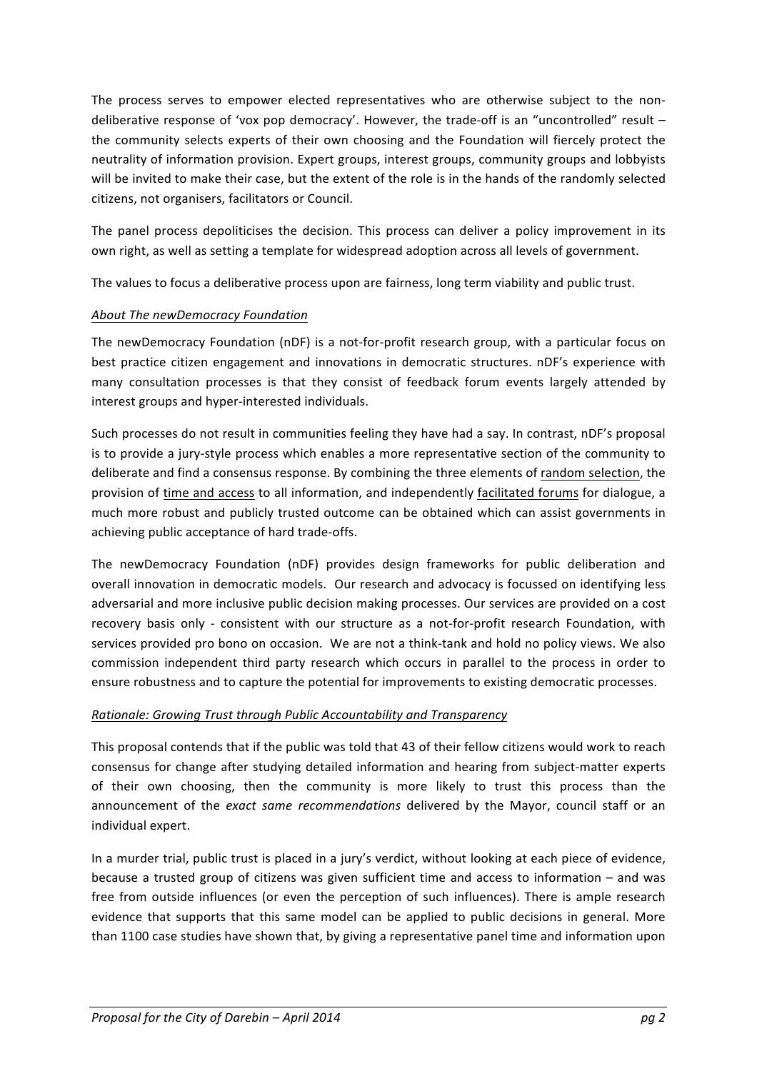The process serves to empower elected representatives who are otherwise subject to the non-deliberative response of 'vox pop democracy'. However, the trade-off is an "uncontrolled" result – the community selects experts of their own choosing and the Foundation will fiercely protect the neutrality of information provision. Expert groups, interest groups, community groups and lobbyists will be invited to make their case, but the extent of the role is in the hands of the randomly selected citizens, not organisers, facilitators or Council.

The panel process depoliticises the decision. This process can deliver a policy improvement in its own right, as well as setting a template for widespread adoption across all levels of government.

The values to focus a deliberative process upon are fairness, long term viability and public trust.

*About The newDemocracy Foundation*

The newDemocracy Foundation (nDF) is a not-for-profit research group, with a particular focus on best practice citizen engagement and innovations in democratic structures. nDF's experience with many consultation processes is that they consist of feedback forum events largely attended by interest groups and hyper-interested individuals.

Such processes do not result in communities feeling they have had a say. In contrast, nDF's proposal is to provide a jury-style process which enables a more representative section of the community to deliberate and find a consensus response. By combining the three elements of random selection, the provision of time and access to all information, and independently facilitated forums for dialogue, a much more robust and publicly trusted outcome can be obtained which can assist governments in achieving public acceptance of hard trade-offs.

The newDemocracy Foundation (nDF) provides design frameworks for public deliberation and overall innovation in democratic models. Our research and advocacy is focussed on identifying less adversarial and more inclusive public decision making processes. Our services are provided on a cost recovery basis only - consistent with our structure as a not-for-profit research Foundation, with services provided pro bono on occasion. We are not a think-tank and hold no policy views. We also commission independent third party research which occurs in parallel to the process in order to ensure robustness and to capture the potential for improvements to existing democratic processes.

*Rationale: Growing Trust through Public Accountability and Transparency*

This proposal contends that if the public was told that 43 of their fellow citizens would work to reach consensus for change after studying detailed information and hearing from subject-matter experts of their own choosing, then the community is more likely to trust this process than the announcement of the *exact same recommendations* delivered by the Mayor, council staff or an individual expert.

In a murder trial, public trust is placed in a jury's verdict, without looking at each piece of evidence, because a trusted group of citizens was given sufficient time and access to information – and was free from outside influences (or even the perception of such influences). There is ample research evidence that supports that this same model can be applied to public decisions in general. More than 1100 case studies have shown that, by giving a representative panel time and information upon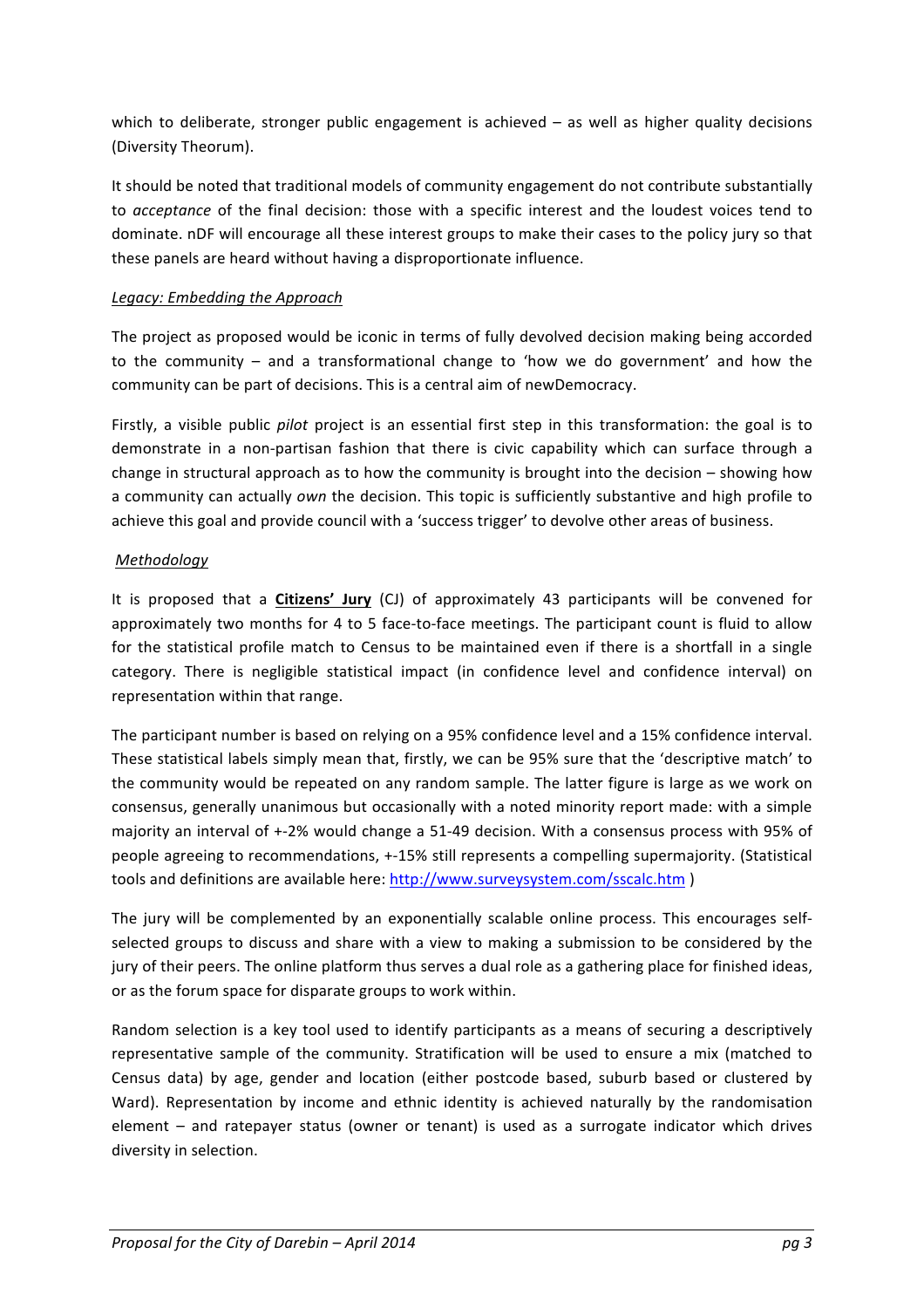which to deliberate, stronger public engagement is achieved – as well as higher quality decisions (Diversity Theorum).

It should be noted that traditional models of community engagement do not contribute substantially to *acceptance* of the final decision: those with a specific interest and the loudest voices tend to dominate. nDF will encourage all these interest groups to make their cases to the policy jury so that these panels are heard without having a disproportionate influence.

*Legacy: Embedding the Approach*

The project as proposed would be iconic in terms of fully devolved decision making being accorded to the community – and a transformational change to 'how we do government' and how the community can be part of decisions. This is a central aim of newDemocracy.

Firstly, a visible public *pilot* project is an essential first step in this transformation: the goal is to demonstrate in a non-partisan fashion that there is civic capability which can surface through a change in structural approach as to how the community is brought into the decision – showing how a community can actually *own* the decision. This topic is sufficiently substantive and high profile to achieve this goal and provide council with a 'success trigger' to devolve other areas of business.

*Methodology*

It is proposed that a **Citizens' Jury** (CJ) of approximately 43 participants will be convened for approximately two months for 4 to 5 face-to-face meetings. The participant count is fluid to allow for the statistical profile match to Census to be maintained even if there is a shortfall in a single category. There is negligible statistical impact (in confidence level and confidence interval) on representation within that range.

The participant number is based on relying on a 95% confidence level and a 15% confidence interval. These statistical labels simply mean that, firstly, we can be 95% sure that the 'descriptive match' to the community would be repeated on any random sample. The latter figure is large as we work on consensus, generally unanimous but occasionally with a noted minority report made: with a simple majority an interval of +-2% would change a 51-49 decision. With a consensus process with 95% of people agreeing to recommendations, +-15% still represents a compelling supermajority. (Statistical tools and definitions are available here: http://www.surveysystem.com/sscalc.htm )

The jury will be complemented by an exponentially scalable online process. This encourages self-selected groups to discuss and share with a view to making a submission to be considered by the jury of their peers. The online platform thus serves a dual role as a gathering place for finished ideas, or as the forum space for disparate groups to work within.

Random selection is a key tool used to identify participants as a means of securing a descriptively representative sample of the community. Stratification will be used to ensure a mix (matched to Census data) by age, gender and location (either postcode based, suburb based or clustered by Ward). Representation by income and ethnic identity is achieved naturally by the randomisation element – and ratepayer status (owner or tenant) is used as a surrogate indicator which drives diversity in selection.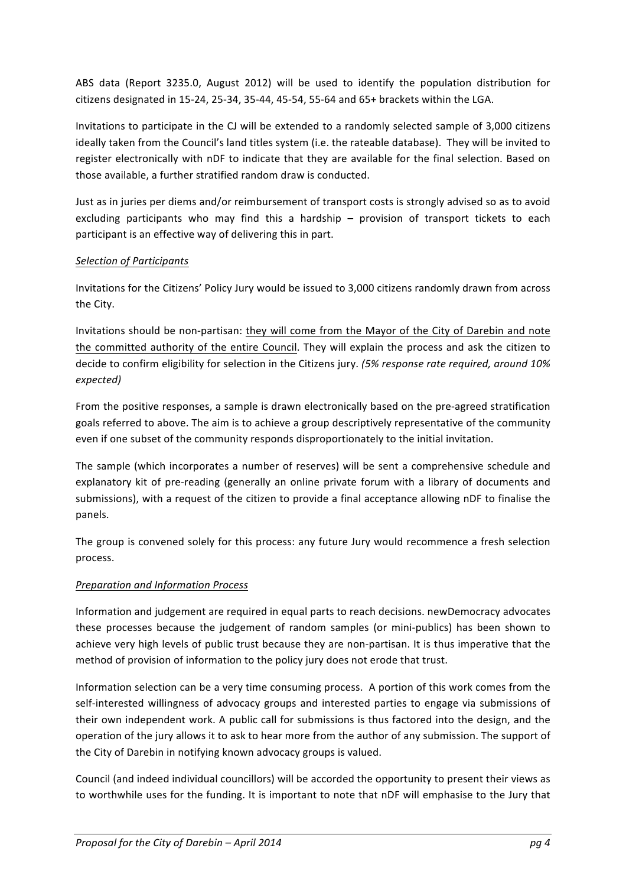ABS data (Report 3235.0, August 2012) will be used to identify the population distribution for citizens designated in 15-24, 25-34, 35-44, 45-54, 55-64 and 65+ brackets within the LGA.

Invitations to participate in the CJ will be extended to a randomly selected sample of 3,000 citizens ideally taken from the Council's land titles system (i.e. the rateable database). They will be invited to register electronically with nDF to indicate that they are available for the final selection. Based on those available, a further stratified random draw is conducted.

Just as in juries per diems and/or reimbursement of transport costs is strongly advised so as to avoid excluding participants who may find this a hardship – provision of transport tickets to each participant is an effective way of delivering this in part.

*Selection of Participants*

Invitations for the Citizens' Policy Jury would be issued to 3,000 citizens randomly drawn from across the City.

Invitations should be non-partisan: they will come from the Mayor of the City of Darebin and note the committed authority of the entire Council. They will explain the process and ask the citizen to decide to confirm eligibility for selection in the Citizens jury. *(5% response rate required, around 10% expected)*

From the positive responses, a sample is drawn electronically based on the pre-agreed stratification goals referred to above. The aim is to achieve a group descriptively representative of the community even if one subset of the community responds disproportionately to the initial invitation.

The sample (which incorporates a number of reserves) will be sent a comprehensive schedule and explanatory kit of pre-reading (generally an online private forum with a library of documents and submissions), with a request of the citizen to provide a final acceptance allowing nDF to finalise the panels.

The group is convened solely for this process: any future Jury would recommence a fresh selection process.

*Preparation and Information Process*

Information and judgement are required in equal parts to reach decisions. newDemocracy advocates these processes because the judgement of random samples (or mini-publics) has been shown to achieve very high levels of public trust because they are non-partisan. It is thus imperative that the method of provision of information to the policy jury does not erode that trust.

Information selection can be a very time consuming process. A portion of this work comes from the self-interested willingness of advocacy groups and interested parties to engage via submissions of their own independent work. A public call for submissions is thus factored into the design, and the operation of the jury allows it to ask to hear more from the author of any submission. The support of the City of Darebin in notifying known advocacy groups is valued.

Council (and indeed individual councillors) will be accorded the opportunity to present their views as to worthwhile uses for the funding. It is important to note that nDF will emphasise to the Jury that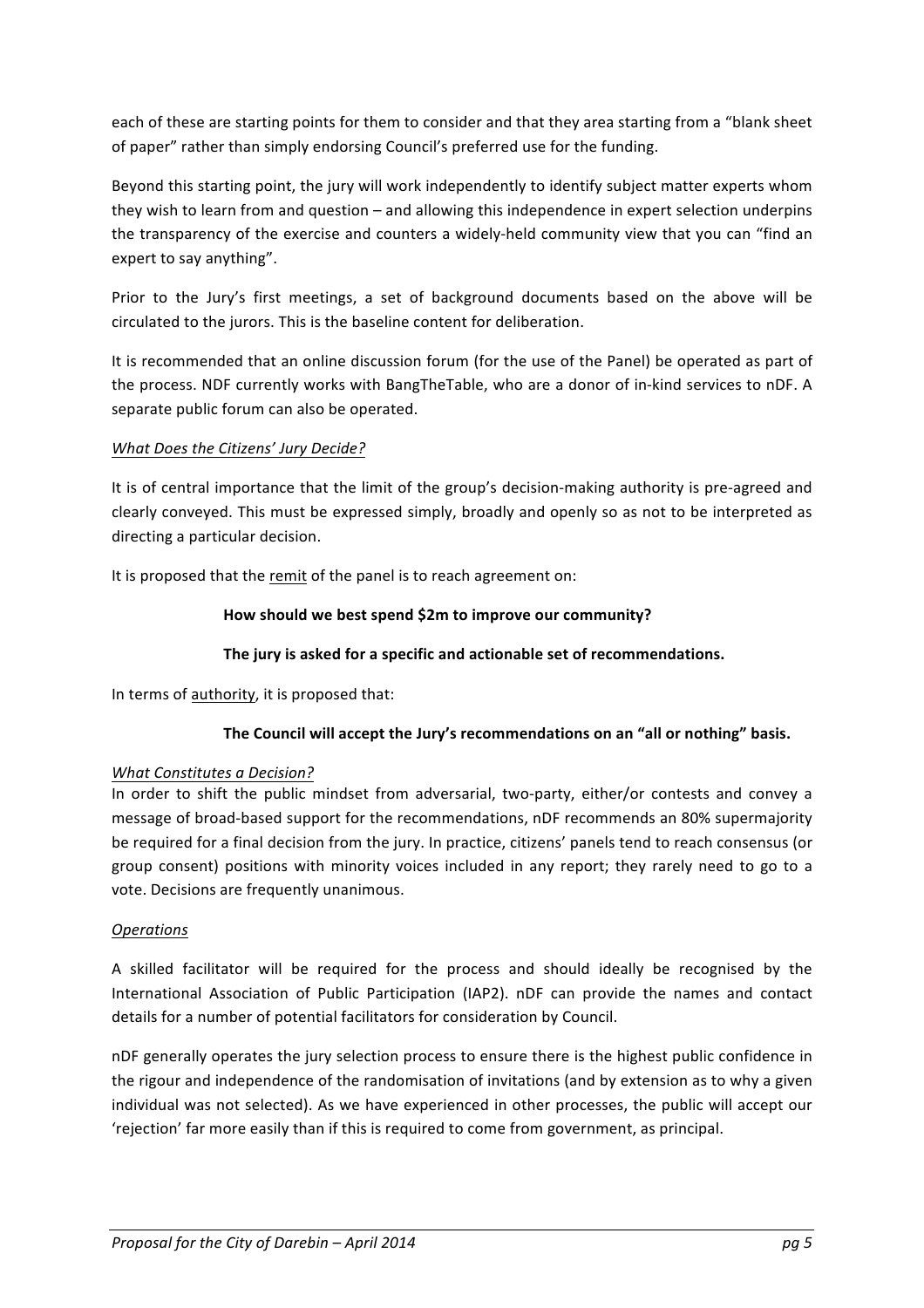each of these are starting points for them to consider and that they area starting from a "blank sheet of paper" rather than simply endorsing Council's preferred use for the funding.

Beyond this starting point, the jury will work independently to identify subject matter experts whom they wish to learn from and question – and allowing this independence in expert selection underpins the transparency of the exercise and counters a widely-held community view that you can "find an expert to say anything".

Prior to the Jury's first meetings, a set of background documents based on the above will be circulated to the jurors. This is the baseline content for deliberation.

It is recommended that an online discussion forum (for the use of the Panel) be operated as part of the process. NDF currently works with BangTheTable, who are a donor of in-kind services to nDF. A separate public forum can also be operated.

*What Does the Citizens' Jury Decide?*

It is of central importance that the limit of the group's decision-making authority is pre-agreed and clearly conveyed. This must be expressed simply, broadly and openly so as not to be interpreted as directing a particular decision.

It is proposed that the remit of the panel is to reach agreement on:

**How should we best spend $2m to improve our community?**

**The jury is asked for a specific and actionable set of recommendations.**

In terms of authority, it is proposed that:

**The Council will accept the Jury's recommendations on an "all or nothing" basis.**

*What Constitutes a Decision?*

In order to shift the public mindset from adversarial, two-party, either/or contests and convey a message of broad-based support for the recommendations, nDF recommends an 80% supermajority be required for a final decision from the jury. In practice, citizens' panels tend to reach consensus (or group consent) positions with minority voices included in any report; they rarely need to go to a vote. Decisions are frequently unanimous.

*Operations*

A skilled facilitator will be required for the process and should ideally be recognised by the International Association of Public Participation (IAP2). nDF can provide the names and contact details for a number of potential facilitators for consideration by Council.

nDF generally operates the jury selection process to ensure there is the highest public confidence in the rigour and independence of the randomisation of invitations (and by extension as to why a given individual was not selected). As we have experienced in other processes, the public will accept our 'rejection' far more easily than if this is required to come from government, as principal.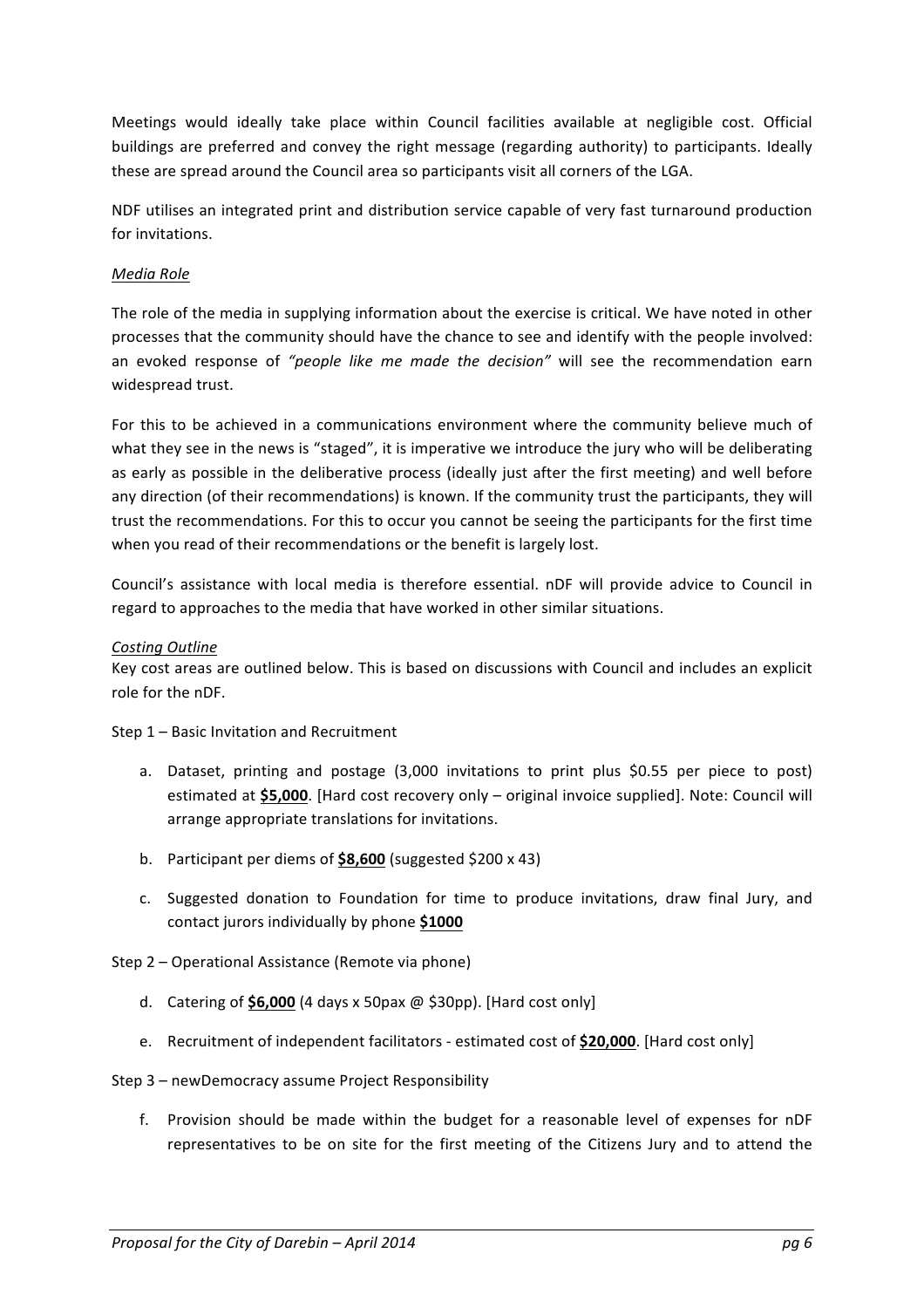Meetings would ideally take place within Council facilities available at negligible cost. Official buildings are preferred and convey the right message (regarding authority) to participants. Ideally these are spread around the Council area so participants visit all corners of the LGA.

NDF utilises an integrated print and distribution service capable of very fast turnaround production for invitations.

*Media Role*

The role of the media in supplying information about the exercise is critical. We have noted in other processes that the community should have the chance to see and identify with the people involved: an evoked response of *"people like me made the decision"* will see the recommendation earn widespread trust.

For this to be achieved in a communications environment where the community believe much of what they see in the news is "staged", it is imperative we introduce the jury who will be deliberating as early as possible in the deliberative process (ideally just after the first meeting) and well before any direction (of their recommendations) is known. If the community trust the participants, they will trust the recommendations. For this to occur you cannot be seeing the participants for the first time when you read of their recommendations or the benefit is largely lost.

Council's assistance with local media is therefore essential. nDF will provide advice to Council in regard to approaches to the media that have worked in other similar situations.

*Costing Outline*

Key cost areas are outlined below. This is based on discussions with Council and includes an explicit role for the nDF.

Step 1 – Basic Invitation and Recruitment

a. Dataset, printing and postage (3,000 invitations to print plus $0.55 per piece to post) estimated at **$5,000**. [Hard cost recovery only – original invoice supplied]. Note: Council will arrange appropriate translations for invitations.

b. Participant per diems of **$8,600** (suggested $200 x 43)

c. Suggested donation to Foundation for time to produce invitations, draw final Jury, and contact jurors individually by phone **$1000**

Step 2 – Operational Assistance (Remote via phone)

d. Catering of **$6,000** (4 days x 50pax @ $30pp). [Hard cost only]

e. Recruitment of independent facilitators - estimated cost of **$20,000**. [Hard cost only]

Step 3 – newDemocracy assume Project Responsibility

f. Provision should be made within the budget for a reasonable level of expenses for nDF representatives to be on site for the first meeting of the Citizens Jury and to attend the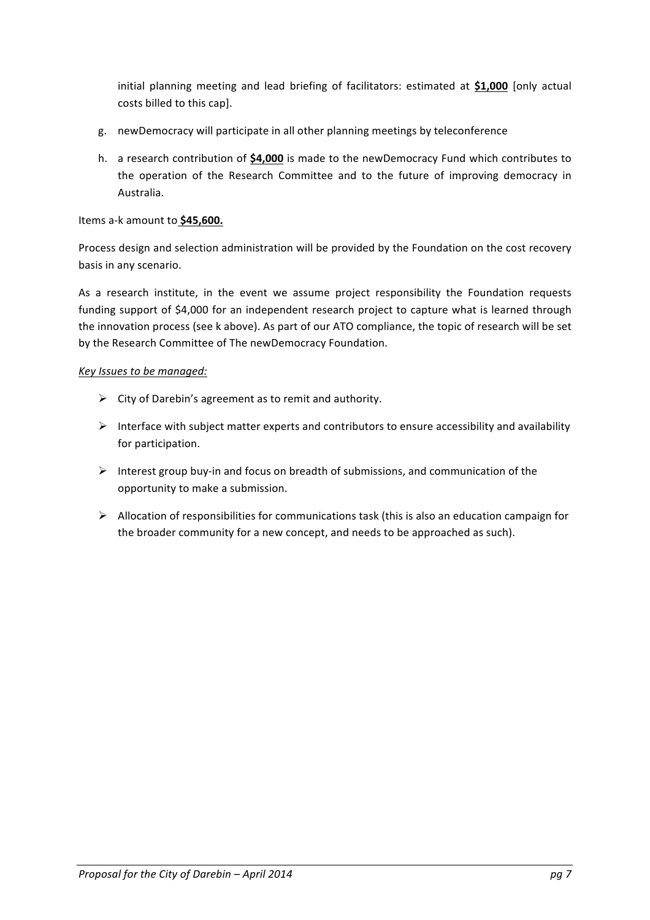initial planning meeting and lead briefing of facilitators: estimated at **$1,000** [only actual costs billed to this cap].

g. newDemocracy will participate in all other planning meetings by teleconference

h. a research contribution of **$4,000** is made to the newDemocracy Fund which contributes to the operation of the Research Committee and to the future of improving democracy in Australia.

Items a-k amount to **$45,600.**

Process design and selection administration will be provided by the Foundation on the cost recovery basis in any scenario.

As a research institute, in the event we assume project responsibility the Foundation requests funding support of $4,000 for an independent research project to capture what is learned through the innovation process (see k above). As part of our ATO compliance, the topic of research will be set by the Research Committee of The newDemocracy Foundation.

*Key Issues to be managed:*

- City of Darebin's agreement as to remit and authority.
- Interface with subject matter experts and contributors to ensure accessibility and availability for participation.
- Interest group buy-in and focus on breadth of submissions, and communication of the opportunity to make a submission.
- Allocation of responsibilities for communications task (this is also an education campaign for the broader community for a new concept, and needs to be approached as such).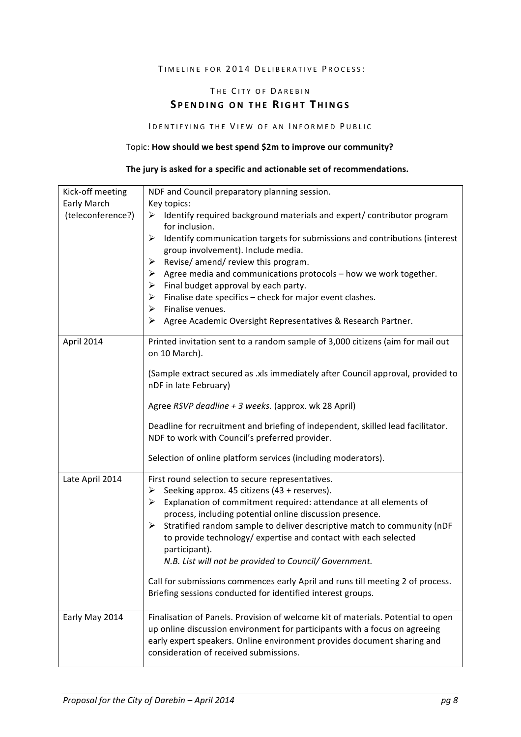Timeline for 2014 Deliberative Process:

## The City of Darebin

# Spending on the Right Things

Identifying the View of an Informed Public

Topic: **How should we best spend $2m to improve our community?**

**The jury is asked for a specific and actionable set of recommendations.**

| | |
|---|---|
| Kick-off meeting<br>Early March<br>(teleconference?) | NDF and Council preparatory planning session.<br>Key topics:<br>➢ Identify required background materials and expert/ contributor program for inclusion.<br>➢ Identify communication targets for submissions and contributions (interest group involvement). Include media.<br>➢ Revise/ amend/ review this program.<br>➢ Agree media and communications protocols – how we work together.<br>➢ Final budget approval by each party.<br>➢ Finalise date specifics – check for major event clashes.<br>➢ Finalise venues.<br>➢ Agree Academic Oversight Representatives & Research Partner. |
| April 2014 | Printed invitation sent to a random sample of 3,000 citizens (aim for mail out on 10 March).<br><br>(Sample extract secured as .xls immediately after Council approval, provided to nDF in late February)<br><br>Agree *RSVP deadline + 3 weeks.* (approx. wk 28 April)<br><br>Deadline for recruitment and briefing of independent, skilled lead facilitator. NDF to work with Council's preferred provider.<br><br>Selection of online platform services (including moderators). |
| Late April 2014 | First round selection to secure representatives.<br>➢ Seeking approx. 45 citizens (43 + reserves).<br>➢ Explanation of commitment required: attendance at all elements of process, including potential online discussion presence.<br>➢ Stratified random sample to deliver descriptive match to community (nDF to provide technology/ expertise and contact with each selected participant).<br>*N.B. List will not be provided to Council/ Government.*<br><br>Call for submissions commences early April and runs till meeting 2 of process. Briefing sessions conducted for identified interest groups. |
| Early May 2014 | Finalisation of Panels. Provision of welcome kit of materials. Potential to open up online discussion environment for participants with a focus on agreeing early expert speakers. Online environment provides document sharing and consideration of received submissions. |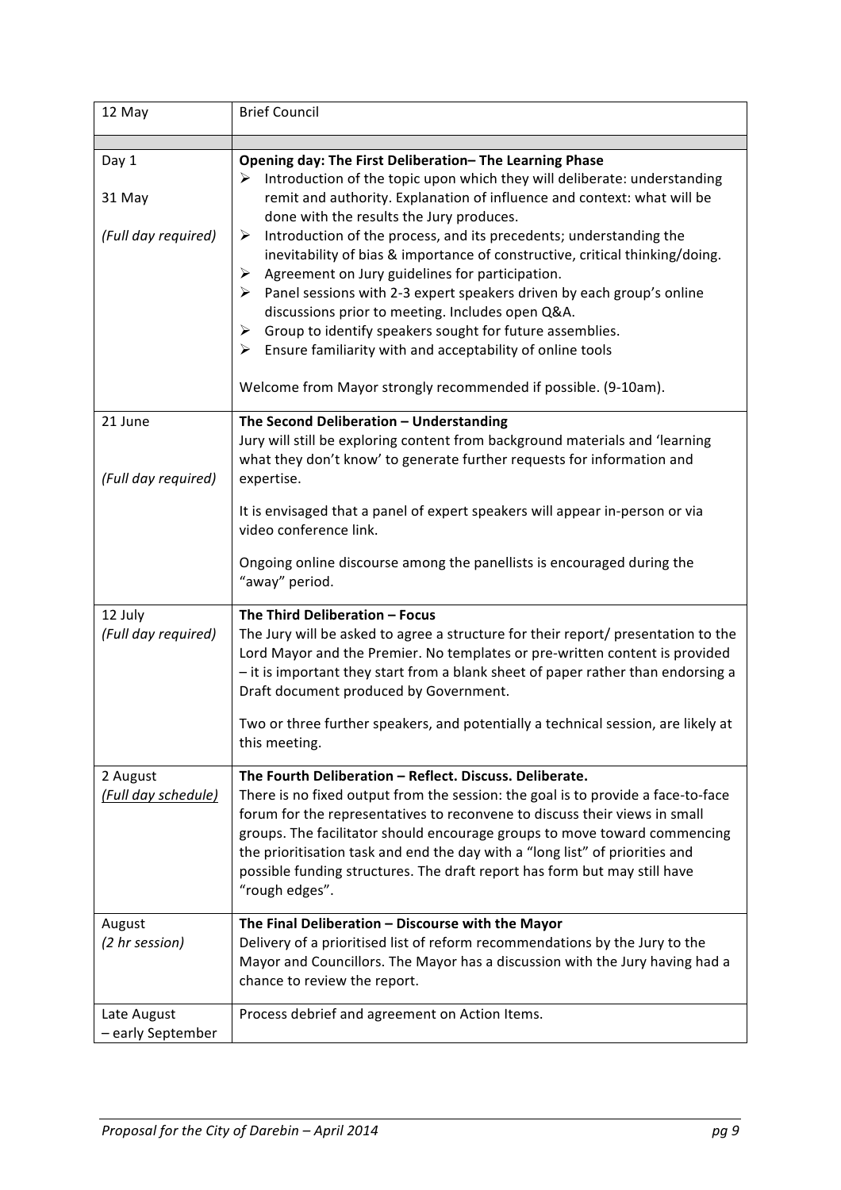| | |
|---|---|
| 12 May | Brief Council |
| | |
| Day 1<br><br>31 May<br><br>*(Full day required)* | **Opening day: The First Deliberation– The Learning Phase**<br>➢ Introduction of the topic upon which they will deliberate: understanding remit and authority. Explanation of influence and context: what will be done with the results the Jury produces.<br>➢ Introduction of the process, and its precedents; understanding the inevitability of bias & importance of constructive, critical thinking/doing.<br>➢ Agreement on Jury guidelines for participation.<br>➢ Panel sessions with 2-3 expert speakers driven by each group's online discussions prior to meeting. Includes open Q&A.<br>➢ Group to identify speakers sought for future assemblies.<br>➢ Ensure familiarity with and acceptability of online tools<br><br>Welcome from Mayor strongly recommended if possible. (9-10am). |
| 21 June<br><br>*(Full day required)* | **The Second Deliberation – Understanding**<br>Jury will still be exploring content from background materials and 'learning what they don't know' to generate further requests for information and expertise.<br><br>It is envisaged that a panel of expert speakers will appear in-person or via video conference link.<br><br>Ongoing online discourse among the panellists is encouraged during the "away" period. |
| 12 July<br>*(Full day required)* | **The Third Deliberation – Focus**<br>The Jury will be asked to agree a structure for their report/ presentation to the Lord Mayor and the Premier. No templates or pre-written content is provided – it is important they start from a blank sheet of paper rather than endorsing a Draft document produced by Government.<br><br>Two or three further speakers, and potentially a technical session, are likely at this meeting. |
| 2 August<br>*<u>(Full day schedule)</u>* | **The Fourth Deliberation – Reflect. Discuss. Deliberate.**<br>There is no fixed output from the session: the goal is to provide a face-to-face forum for the representatives to reconvene to discuss their views in small groups. The facilitator should encourage groups to move toward commencing the prioritisation task and end the day with a "long list" of priorities and possible funding structures. The draft report has form but may still have "rough edges". |
| August<br>*(2 hr session)* | **The Final Deliberation – Discourse with the Mayor**<br>Delivery of a prioritised list of reform recommendations by the Jury to the Mayor and Councillors. The Mayor has a discussion with the Jury having had a chance to review the report. |
| Late August – early September | Process debrief and agreement on Action Items. |